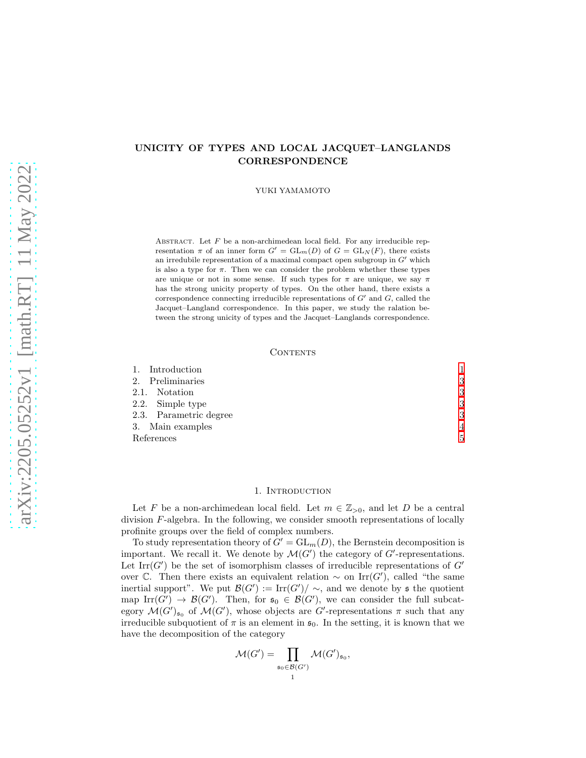# UNICITY OF TYPES AND LOCAL JACQUET–LANGLANDS CORRESPONDENCE

YUKI YAMAMOTO

Abstract. Let $F$ be a non-archimedean local field. For any irreducible representation $\pi$ of an inner form $G' = \mathrm{GL}_m(D)$ of $G = \mathrm{GL}_N(F)$, there exists an irredubile representation of a maximal compact open subgroup in $G'$ which is also a type for $\pi$. Then we can consider the problem whether these types are unique or not in some sense. If such types for $\pi$ are unique, we say $\pi$ has the strong unicity property of types. On the other hand, there exists a correspondence connecting irreducible representations of $G'$ and $G$, called the Jacquet–Langland correspondence. In this paper, we study the ralation between the strong unicity of types and the Jacquet–Langlands correspondence.

Contents

1. Introduction — 1
2. Preliminaries — 3
   - 2.1. Notation — 3
   - 2.2. Simple type — 3
   - 2.3. Parametric degree — 3
3. Main examples — 4

References — 5

## 1. Introduction

Let $F$ be a non-archimedean local field. Let $m \in \mathbb{Z}_{>0}$, and let $D$ be a central division $F$-algebra. In the following, we consider smooth representations of locally profinite groups over the field of complex numbers.

To study representation theory of $G' = \mathrm{GL}_m(D)$, the Bernstein decomposition is important. We recall it. We denote by $\mathcal{M}(G')$ the category of $G'$-representations. Let $\mathrm{Irr}(G')$ be the set of isomorphism classes of irreducible representations of $G'$ over $\mathbb{C}$. Then there exists an equivalent relation $\sim$ on $\mathrm{Irr}(G')$, called "the same inertial support". We put $\mathcal{B}(G') := \mathrm{Irr}(G')/\sim$, and we denote by $\mathfrak{s}$ the quotient map $\mathrm{Irr}(G') \to \mathcal{B}(G')$. Then, for $\mathfrak{s}_0 \in \mathcal{B}(G')$, we can consider the full subcategory $\mathcal{M}(G')_{\mathfrak{s}_0}$ of $\mathcal{M}(G')$, whose objects are $G'$-representations $\pi$ such that any irreducible subquotient of $\pi$ is an element in $\mathfrak{s}_0$. In the setting, it is known that we have the decomposition of the category

$$\mathcal{M}(G') = \prod_{\mathfrak{s}_0 \in \mathcal{B}(G')} \mathcal{M}(G')_{\mathfrak{s}_0},$$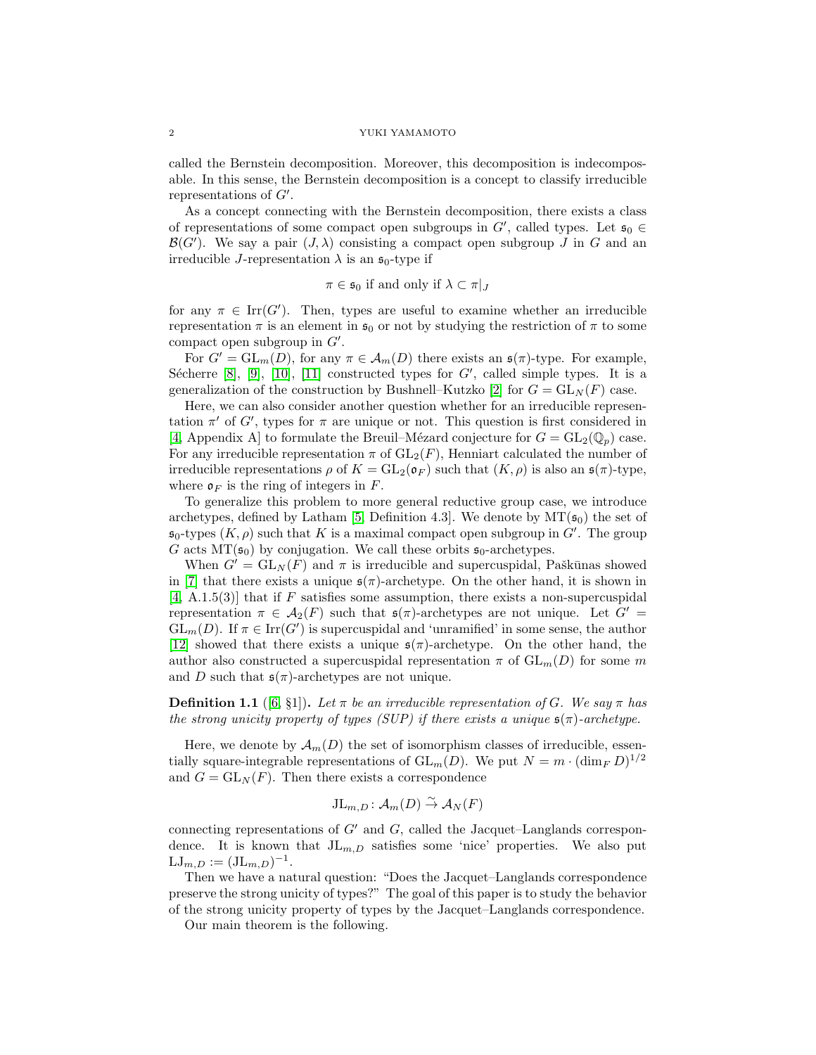called the Bernstein decomposition. Moreover, this decomposition is indecomposable. In this sense, the Bernstein decomposition is a concept to classify irreducible representations of $G'$.

As a concept connecting with the Bernstein decomposition, there exists a class of representations of some compact open subgroups in $G'$, called types. Let $\mathfrak{s}_0 \in \mathcal{B}(G')$. We say a pair $(J, \lambda)$ consisting a compact open subgroup $J$ in $G$ and an irreducible $J$-representation $\lambda$ is an $\mathfrak{s}_0$-type if

$$\pi \in \mathfrak{s}_0 \text{ if and only if } \lambda \subset \pi|_J$$

for any $\pi \in \mathrm{Irr}(G')$. Then, types are useful to examine whether an irreducible representation $\pi$ is an element in $\mathfrak{s}_0$ or not by studying the restriction of $\pi$ to some compact open subgroup in $G'$.

For $G' = \mathrm{GL}_m(D)$, for any $\pi \in \mathcal{A}_m(D)$ there exists an $\mathfrak{s}(\pi)$-type. For example, Sécherre [8], [9], [10], [11] constructed types for $G'$, called simple types. It is a generalization of the construction by Bushnell–Kutzko [2] for $G = \mathrm{GL}_N(F)$ case.

Here, we can also consider another question whether for an irreducible representation $\pi'$ of $G'$, types for $\pi$ are unique or not. This question is first considered in [4, Appendix A] to formulate the Breuil–Mézard conjecture for $G = \mathrm{GL}_2(\mathbb{Q}_p)$ case. For any irreducible representation $\pi$ of $\mathrm{GL}_2(F)$, Henniart calculated the number of irreducible representations $\rho$ of $K = \mathrm{GL}_2(\mathfrak{o}_F)$ such that $(K, \rho)$ is also an $\mathfrak{s}(\pi)$-type, where $\mathfrak{o}_F$ is the ring of integers in $F$.

To generalize this problem to more general reductive group case, we introduce archetypes, defined by Latham [5, Definition 4.3]. We denote by $\mathrm{MT}(\mathfrak{s}_0)$ the set of $\mathfrak{s}_0$-types $(K, \rho)$ such that $K$ is a maximal compact open subgroup in $G'$. The group $G$ acts $\mathrm{MT}(\mathfrak{s}_0)$ by conjugation. We call these orbits $\mathfrak{s}_0$-archetypes.

When $G' = \mathrm{GL}_N(F)$ and $\pi$ is irreducible and supercuspidal, Paškūnas showed in [7] that there exists a unique $\mathfrak{s}(\pi)$-archetype. On the other hand, it is shown in [4, A.1.5(3)] that if $F$ satisfies some assumption, there exists a non-supercuspidal representation $\pi \in \mathcal{A}_2(F)$ such that $\mathfrak{s}(\pi)$-archetypes are not unique. Let $G' = \mathrm{GL}_m(D)$. If $\pi \in \mathrm{Irr}(G')$ is supercuspidal and 'unramified' in some sense, the author [12] showed that there exists a unique $\mathfrak{s}(\pi)$-archetype. On the other hand, the author also constructed a supercuspidal representation $\pi$ of $\mathrm{GL}_m(D)$ for some $m$ and $D$ such that $\mathfrak{s}(\pi)$-archetypes are not unique.

**Definition 1.1** ([6, §1])**.** *Let $\pi$ be an irreducible representation of $G$. We say $\pi$ has the strong unicity property of types (SUP) if there exists a unique $\mathfrak{s}(\pi)$-archetype.*

Here, we denote by $\mathcal{A}_m(D)$ the set of isomorphism classes of irreducible, essentially square-integrable representations of $\mathrm{GL}_m(D)$. We put $N = m \cdot (\dim_F D)^{1/2}$ and $G = \mathrm{GL}_N(F)$. Then there exists a correspondence

$$\mathrm{JL}_{m,D} \colon \mathcal{A}_m(D) \xrightarrow{\sim} \mathcal{A}_N(F)$$

connecting representations of $G'$ and $G$, called the Jacquet–Langlands correspondence. It is known that $\mathrm{JL}_{m,D}$ satisfies some 'nice' properties. We also put $\mathrm{LJ}_{m,D} := (\mathrm{JL}_{m,D})^{-1}$.

Then we have a natural question: "Does the Jacquet–Langlands correspondence preserve the strong unicity of types?" The goal of this paper is to study the behavior of the strong unicity property of types by the Jacquet–Langlands correspondence.

Our main theorem is the following.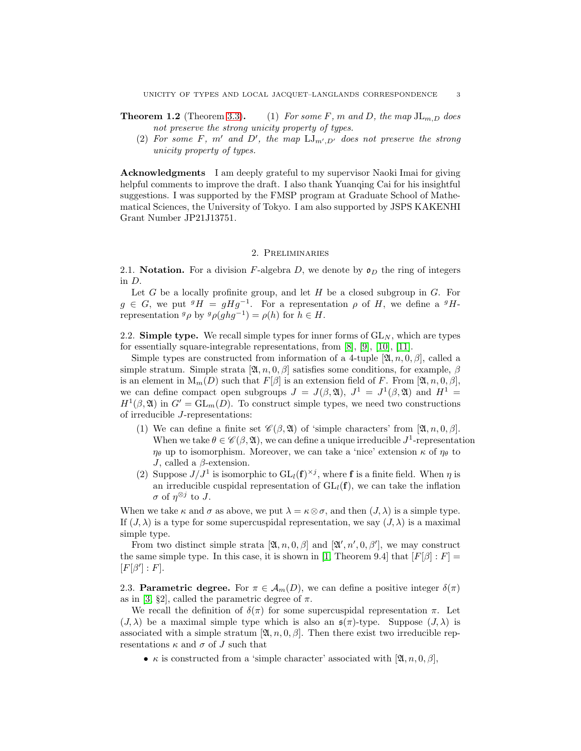**Theorem 1.2** (Theorem 3.3). (1) *For some $F$, $m$ and $D$, the map $\mathrm{JL}_{m,D}$ does not preserve the strong unicity property of types.*

(2) *For some $F$, $m'$ and $D'$, the map $\mathrm{LJ}_{m',D'}$ does not preserve the strong unicity property of types.*

**Acknowledgments** I am deeply grateful to my supervisor Naoki Imai for giving helpful comments to improve the draft. I also thank Yuanqing Cai for his insightful suggestions. I was supported by the FMSP program at Graduate School of Mathematical Sciences, the University of Tokyo. I am also supported by JSPS KAKENHI Grant Number JP21J13751.

## 2. Preliminaries

**2.1. Notation.** For a division $F$-algebra $D$, we denote by $\mathfrak{o}_D$ the ring of integers in $D$.

Let $G$ be a locally profinite group, and let $H$ be a closed subgroup in $G$. For $g \in G$, we put ${}^gH = gHg^{-1}$. For a representation $\rho$ of $H$, we define a ${}^gH$-representation ${}^g\rho$ by ${}^g\rho(ghg^{-1}) = \rho(h)$ for $h \in H$.

**2.2. Simple type.** We recall simple types for inner forms of $\mathrm{GL}_N$, which are types for essentially square-integrable representations, from [8], [9], [10], [11].

Simple types are constructed from information of a 4-tuple $[\mathfrak{A}, n, 0, \beta]$, called a simple stratum. Simple strata $[\mathfrak{A}, n, 0, \beta]$ satisfies some conditions, for example, $\beta$ is an element in $\mathrm{M}_m(D)$ such that $F[\beta]$ is an extension field of $F$. From $[\mathfrak{A}, n, 0, \beta]$, we can define compact open subgroups $J = J(\beta, \mathfrak{A})$, $J^1 = J^1(\beta, \mathfrak{A})$ and $H^1 = H^1(\beta, \mathfrak{A})$ in $G' = \mathrm{GL}_m(D)$. To construct simple types, we need two constructions of irreducible $J$-representations:

1. We can define a finite set $\mathscr{C}(\beta, \mathfrak{A})$ of 'simple characters' from $[\mathfrak{A}, n, 0, \beta]$. When we take $\theta \in \mathscr{C}(\beta, \mathfrak{A})$, we can define a unique irreducible $J^1$-representation $\eta_\theta$ up to isomorphism. Moreover, we can take a 'nice' extension $\kappa$ of $\eta_\theta$ to $J$, called a $\beta$-extension.
2. Suppose $J/J^1$ is isomorphic to $\mathrm{GL}_l(\mathbf{f})^{\times j}$, where $\mathbf{f}$ is a finite field. When $\eta$ is an irreducible cuspidal representation of $\mathrm{GL}_l(\mathbf{f})$, we can take the inflation $\sigma$ of $\eta^{\otimes j}$ to $J$.

When we take $\kappa$ and $\sigma$ as above, we put $\lambda = \kappa \otimes \sigma$, and then $(J, \lambda)$ is a simple type. If $(J, \lambda)$ is a type for some supercuspidal representation, we say $(J, \lambda)$ is a maximal simple type.

From two distinct simple strata $[\mathfrak{A}, n, 0, \beta]$ and $[\mathfrak{A}', n', 0, \beta']$, we may construct the same simple type. In this case, it is shown in [1, Theorem 9.4] that $[F[\beta] : F] = [F[\beta'] : F]$.

**2.3. Parametric degree.** For $\pi \in \mathcal{A}_m(D)$, we can define a positive integer $\delta(\pi)$ as in [3, §2], called the parametric degree of $\pi$.

We recall the definition of $\delta(\pi)$ for some supercuspidal representation $\pi$. Let $(J, \lambda)$ be a maximal simple type which is also an $\mathfrak{s}(\pi)$-type. Suppose $(J, \lambda)$ is associated with a simple stratum $[\mathfrak{A}, n, 0, \beta]$. Then there exist two irreducible representations $\kappa$ and $\sigma$ of $J$ such that

- $\kappa$ is constructed from a 'simple character' associated with $[\mathfrak{A}, n, 0, \beta]$,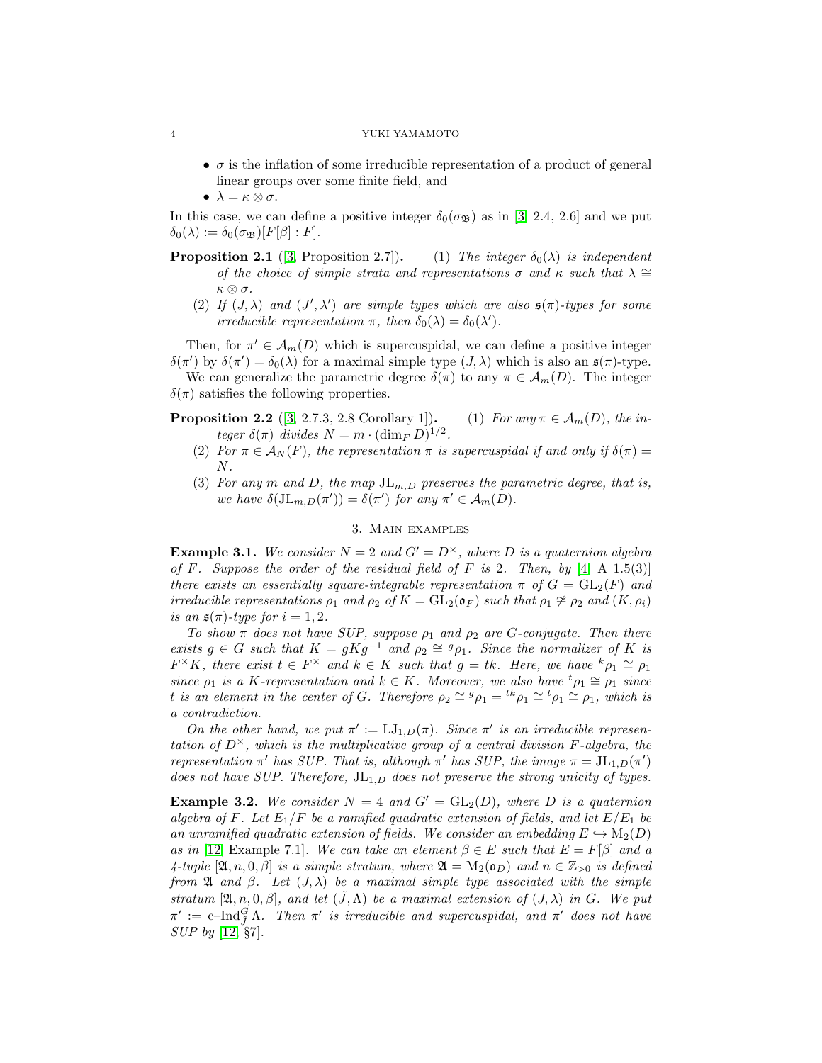- $\sigma$ is the inflation of some irreducible representation of a product of general linear groups over some finite field, and
- $\lambda = \kappa \otimes \sigma$.

In this case, we can define a positive integer $\delta_0(\sigma_{\mathfrak{B}})$ as in [3, 2.4, 2.6] and we put $\delta_0(\lambda) := \delta_0(\sigma_{\mathfrak{B}})[F[\beta] : F]$.

**Proposition 2.1** ([3, Proposition 2.7])**.** (1) *The integer $\delta_0(\lambda)$ is independent of the choice of simple strata and representations $\sigma$ and $\kappa$ such that $\lambda \cong \kappa \otimes \sigma$.*

(2) *If $(J, \lambda)$ and $(J', \lambda')$ are simple types which are also $\mathfrak{s}(\pi)$-types for some irreducible representation $\pi$, then $\delta_0(\lambda) = \delta_0(\lambda')$.*

Then, for $\pi' \in \mathcal{A}_m(D)$ which is supercuspidal, we can define a positive integer $\delta(\pi')$ by $\delta(\pi') = \delta_0(\lambda)$ for a maximal simple type $(J, \lambda)$ which is also an $\mathfrak{s}(\pi)$-type.

We can generalize the parametric degree $\delta(\pi)$ to any $\pi \in \mathcal{A}_m(D)$. The integer $\delta(\pi)$ satisfies the following properties.

**Proposition 2.2** ([3, 2.7.3, 2.8 Corollary 1])**.** (1) *For any $\pi \in \mathcal{A}_m(D)$, the integer $\delta(\pi)$ divides $N = m \cdot (\dim_F D)^{1/2}$.*

(2) *For $\pi \in \mathcal{A}_N(F)$, the representation $\pi$ is supercuspidal if and only if $\delta(\pi) = N$.*

(3) *For any $m$ and $D$, the map $\mathrm{JL}_{m,D}$ preserves the parametric degree, that is, we have $\delta(\mathrm{JL}_{m,D}(\pi')) = \delta(\pi')$ for any $\pi' \in \mathcal{A}_m(D)$.*

## 3. Main examples

**Example 3.1.** *We consider $N = 2$ and $G' = D^\times$, where $D$ is a quaternion algebra of $F$. Suppose the order of the residual field of $F$ is 2. Then, by [4, A 1.5(3)] there exists an essentially square-integrable representation $\pi$ of $G = \mathrm{GL}_2(F)$ and irreducible representations $\rho_1$ and $\rho_2$ of $K = \mathrm{GL}_2(\mathfrak{o}_F)$ such that $\rho_1 \not\cong \rho_2$ and $(K, \rho_i)$ is an $\mathfrak{s}(\pi)$-type for $i = 1, 2$.*

*To show $\pi$ does not have SUP, suppose $\rho_1$ and $\rho_2$ are $G$-conjugate. Then there exists $g \in G$ such that $K = gKg^{-1}$ and $\rho_2 \cong {}^g\rho_1$. Since the normalizer of $K$ is $F^\times K$, there exist $t \in F^\times$ and $k \in K$ such that $g = tk$. Here, we have ${}^k\rho_1 \cong \rho_1$ since $\rho_1$ is a $K$-representation and $k \in K$. Moreover, we also have ${}^t\rho_1 \cong \rho_1$ since $t$ is an element in the center of $G$. Therefore $\rho_2 \cong {}^g\rho_1 = {}^{tk}\rho_1 \cong {}^t\rho_1 \cong \rho_1$, which is a contradiction.*

*On the other hand, we put $\pi' := \mathrm{LJ}_{1,D}(\pi)$. Since $\pi'$ is an irreducible representation of $D^\times$, which is the multiplicative group of a central division $F$-algebra, the representation $\pi'$ has SUP. That is, although $\pi'$ has SUP, the image $\pi = \mathrm{JL}_{1,D}(\pi')$ does not have SUP. Therefore, $\mathrm{JL}_{1,D}$ does not preserve the strong unicity of types.*

**Example 3.2.** *We consider $N = 4$ and $G' = \mathrm{GL}_2(D)$, where $D$ is a quaternion algebra of $F$. Let $E_1/F$ be a ramified quadratic extension of fields, and let $E/E_1$ be an unramified quadratic extension of fields. We consider an embedding $E \hookrightarrow \mathrm{M}_2(D)$ as in [12, Example 7.1]. We can take an element $\beta \in E$ such that $E = F[\beta]$ and a 4-tuple $[\mathfrak{A}, n, 0, \beta]$ is a simple stratum, where $\mathfrak{A} = \mathrm{M}_2(\mathfrak{o}_D)$ and $n \in \mathbb{Z}_{>0}$ is defined from $\mathfrak{A}$ and $\beta$. Let $(J, \lambda)$ be a maximal simple type associated with the simple stratum $[\mathfrak{A}, n, 0, \beta]$, and let $(\tilde{J}, \Lambda)$ be a maximal extension of $(J, \lambda)$ in $G$. We put $\pi' := \text{c–Ind}_{\tilde{J}}^G \Lambda$. Then $\pi'$ is irreducible and supercuspidal, and $\pi'$ does not have SUP by [12, §7].*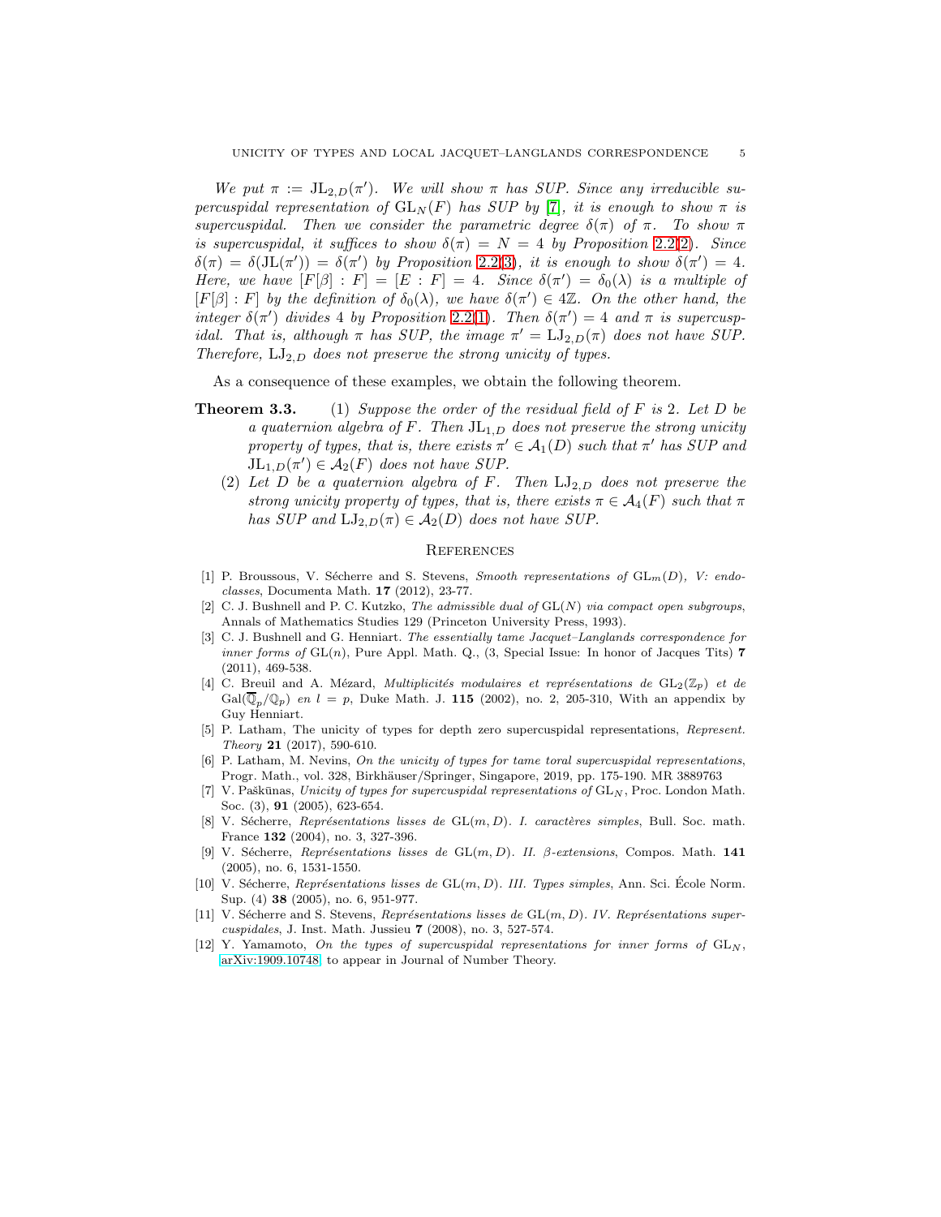*We put $\pi := \mathrm{JL}_{2,D}(\pi')$. We will show $\pi$ has SUP. Since any irreducible supercuspidal representation of $\mathrm{GL}_N(F)$ has SUP by [7], it is enough to show $\pi$ is supercuspidal. Then we consider the parametric degree $\delta(\pi)$ of $\pi$. To show $\pi$ is supercuspidal, it suffices to show $\delta(\pi) = N = 4$ by Proposition 2.2(2). Since $\delta(\pi) = \delta(\mathrm{JL}(\pi')) = \delta(\pi')$ by Proposition 2.2(3), it is enough to show $\delta(\pi') = 4$. Here, we have $[F[\beta] : F] = [E : F] = 4$. Since $\delta(\pi') = \delta_0(\lambda)$ is a multiple of $[F[\beta] : F]$ by the definition of $\delta_0(\lambda)$, we have $\delta(\pi') \in 4\mathbb{Z}$. On the other hand, the integer $\delta(\pi')$ divides 4 by Proposition 2.2(1). Then $\delta(\pi') = 4$ and $\pi$ is supercuspidal. That is, although $\pi$ has SUP, the image $\pi' = \mathrm{LJ}_{2,D}(\pi)$ does not have SUP. Therefore, $\mathrm{LJ}_{2,D}$ does not preserve the strong unicity of types.*

As a consequence of these examples, we obtain the following theorem.

**Theorem 3.3.** (1) *Suppose the order of the residual field of $F$ is 2. Let $D$ be a quaternion algebra of $F$. Then $\mathrm{JL}_{1,D}$ does not preserve the strong unicity property of types, that is, there exists $\pi' \in \mathcal{A}_1(D)$ such that $\pi'$ has SUP and $\mathrm{JL}_{1,D}(\pi') \in \mathcal{A}_2(F)$ does not have SUP.*

(2) *Let $D$ be a quaternion algebra of $F$. Then $\mathrm{LJ}_{2,D}$ does not preserve the strong unicity property of types, that is, there exists $\pi \in \mathcal{A}_4(F)$ such that $\pi$ has SUP and $\mathrm{LJ}_{2,D}(\pi) \in \mathcal{A}_2(D)$ does not have SUP.*

## References

[1] P. Broussous, V. Sécherre and S. Stevens, *Smooth representations of $\mathrm{GL}_m(D)$, V: endo-classes*, Documenta Math. **17** (2012), 23-77.

[2] C. J. Bushnell and P. C. Kutzko, *The admissible dual of $\mathrm{GL}(N)$ via compact open subgroups*, Annals of Mathematics Studies 129 (Princeton University Press, 1993).

[3] C. J. Bushnell and G. Henniart. *The essentially tame Jacquet–Langlands correspondence for inner forms of $\mathrm{GL}(n)$*, Pure Appl. Math. Q., (3, Special Issue: In honor of Jacques Tits) **7** (2011), 469-538.

[4] C. Breuil and A. Mézard, *Multiplicités modulaires et représentations de $\mathrm{GL}_2(\mathbb{Z}_p)$ et de $\mathrm{Gal}(\overline{\mathbb{Q}}_p/\mathbb{Q}_p)$ en $l = p$*, Duke Math. J. **115** (2002), no. 2, 205-310, With an appendix by Guy Henniart.

[5] P. Latham, The unicity of types for depth zero supercuspidal representations, *Represent. Theory* **21** (2017), 590-610.

[6] P. Latham, M. Nevins, *On the unicity of types for tame toral supercuspidal representations*, Progr. Math., vol. 328, Birkhäuser/Springer, Singapore, 2019, pp. 175-190. MR 3889763

[7] V. Paškūnas, *Unicity of types for supercuspidal representations of $\mathrm{GL}_N$*, Proc. London Math. Soc. (3), **91** (2005), 623-654.

[8] V. Sécherre, *Représentations lisses de $\mathrm{GL}(m, D)$. I. caractères simples*, Bull. Soc. math. France **132** (2004), no. 3, 327-396.

[9] V. Sécherre, *Représentations lisses de $\mathrm{GL}(m, D)$. II. $\beta$-extensions*, Compos. Math. **141** (2005), no. 6, 1531-1550.

[10] V. Sécherre, *Représentations lisses de $\mathrm{GL}(m, D)$. III. Types simples*, Ann. Sci. École Norm. Sup. (4) **38** (2005), no. 6, 951-977.

[11] V. Sécherre and S. Stevens, *Représentations lisses de $\mathrm{GL}(m, D)$. IV. Représentations supercuspidales*, J. Inst. Math. Jussieu **7** (2008), no. 3, 527-574.

[12] Y. Yamamoto, *On the types of supercuspidal representations for inner forms of $\mathrm{GL}_N$*, arXiv:1909.10748, to appear in Journal of Number Theory.